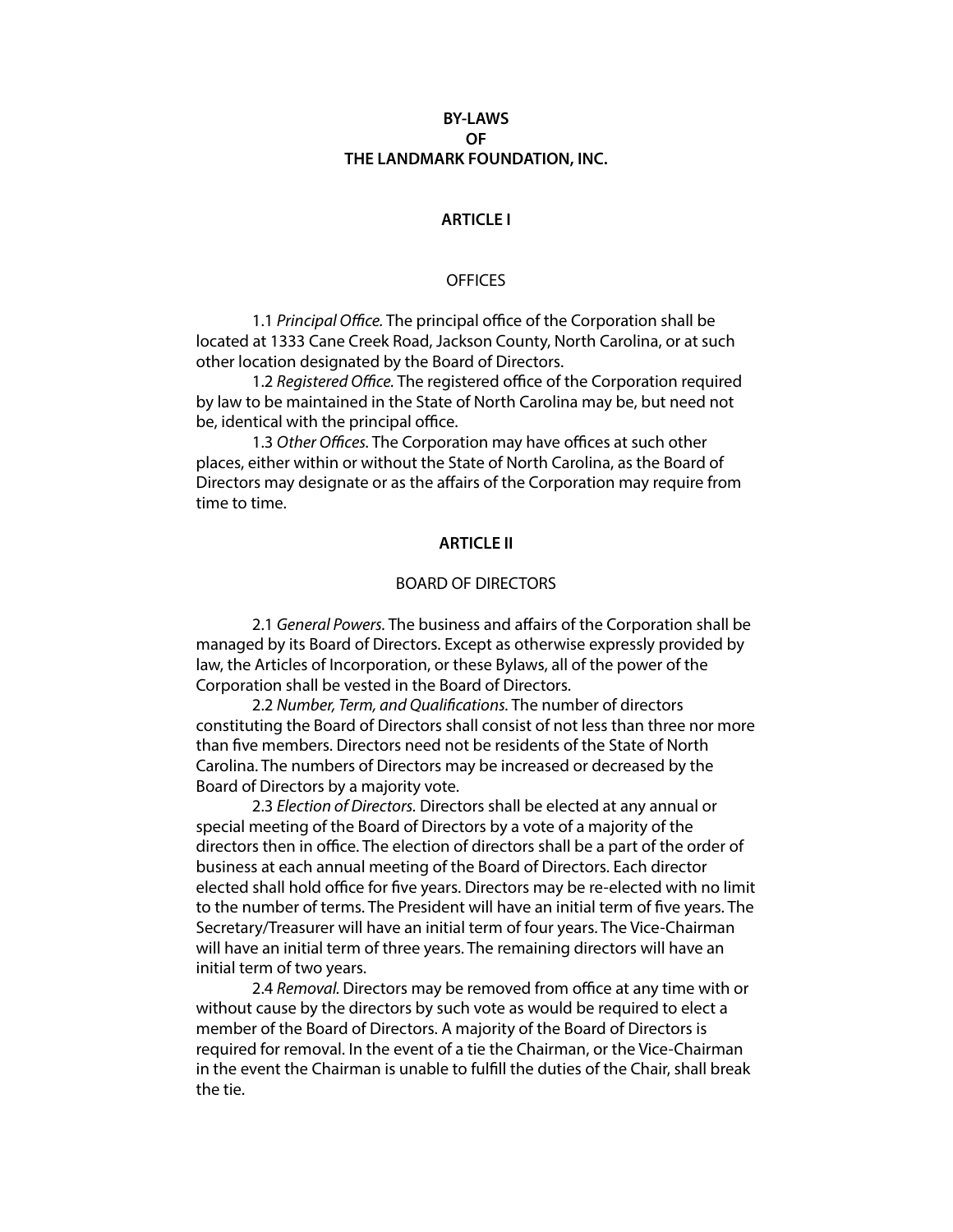# BY-LAWS
# OF
# THE LANDMARK FOUNDATION, INC.

## ARTICLE I

### OFFICES

1.1 *Principal Office.* The principal office of the Corporation shall be located at 1333 Cane Creek Road, Jackson County, North Carolina, or at such other location designated by the Board of Directors.

1.2 *Registered Office.* The registered office of the Corporation required by law to be maintained in the State of North Carolina may be, but need not be, identical with the principal office.

1.3 *Other Offices.* The Corporation may have offices at such other places, either within or without the State of North Carolina, as the Board of Directors may designate or as the affairs of the Corporation may require from time to time.

## ARTICLE II

### BOARD OF DIRECTORS

2.1 *General Powers.* The business and affairs of the Corporation shall be managed by its Board of Directors. Except as otherwise expressly provided by law, the Articles of Incorporation, or these Bylaws, all of the power of the Corporation shall be vested in the Board of Directors.

2.2 *Number, Term, and Qualifications.* The number of directors constituting the Board of Directors shall consist of not less than three nor more than five members. Directors need not be residents of the State of North Carolina. The numbers of Directors may be increased or decreased by the Board of Directors by a majority vote.

2.3 *Election of Directors.* Directors shall be elected at any annual or special meeting of the Board of Directors by a vote of a majority of the directors then in office. The election of directors shall be a part of the order of business at each annual meeting of the Board of Directors. Each director elected shall hold office for five years. Directors may be re-elected with no limit to the number of terms. The President will have an initial term of five years. The Secretary/Treasurer will have an initial term of four years. The Vice-Chairman will have an initial term of three years. The remaining directors will have an initial term of two years.

2.4 *Removal.* Directors may be removed from office at any time with or without cause by the directors by such vote as would be required to elect a member of the Board of Directors. A majority of the Board of Directors is required for removal. In the event of a tie the Chairman, or the Vice-Chairman in the event the Chairman is unable to fulfill the duties of the Chair, shall break the tie.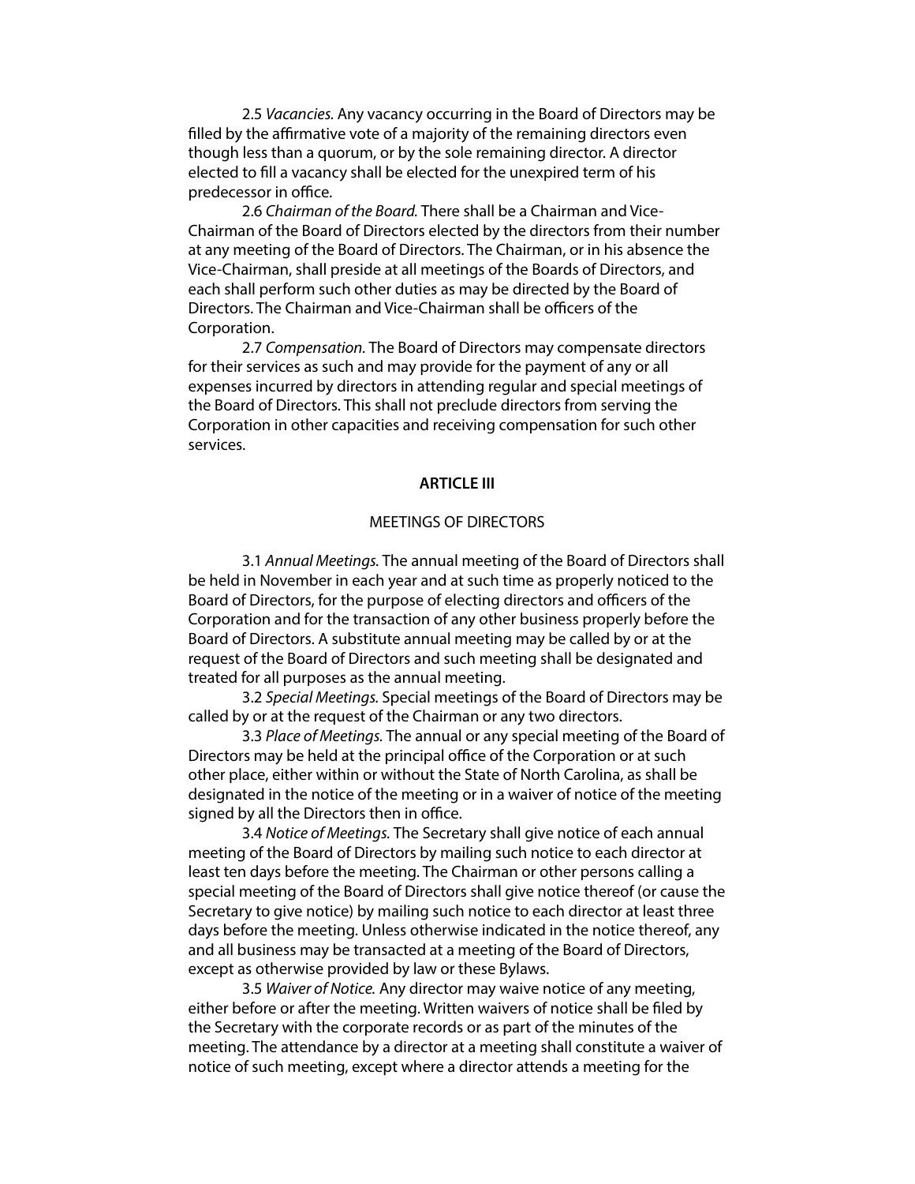2.5 *Vacancies.* Any vacancy occurring in the Board of Directors may be filled by the affirmative vote of a majority of the remaining directors even though less than a quorum, or by the sole remaining director. A director elected to fill a vacancy shall be elected for the unexpired term of his predecessor in office.

2.6 *Chairman of the Board.* There shall be a Chairman and Vice-Chairman of the Board of Directors elected by the directors from their number at any meeting of the Board of Directors. The Chairman, or in his absence the Vice-Chairman, shall preside at all meetings of the Boards of Directors, and each shall perform such other duties as may be directed by the Board of Directors. The Chairman and Vice-Chairman shall be officers of the Corporation.

2.7 *Compensation.* The Board of Directors may compensate directors for their services as such and may provide for the payment of any or all expenses incurred by directors in attending regular and special meetings of the Board of Directors. This shall not preclude directors from serving the Corporation in other capacities and receiving compensation for such other services.

## ARTICLE III

MEETINGS OF DIRECTORS

3.1 *Annual Meetings.* The annual meeting of the Board of Directors shall be held in November in each year and at such time as properly noticed to the Board of Directors, for the purpose of electing directors and officers of the Corporation and for the transaction of any other business properly before the Board of Directors. A substitute annual meeting may be called by or at the request of the Board of Directors and such meeting shall be designated and treated for all purposes as the annual meeting.

3.2 *Special Meetings.* Special meetings of the Board of Directors may be called by or at the request of the Chairman or any two directors.

3.3 *Place of Meetings.* The annual or any special meeting of the Board of Directors may be held at the principal office of the Corporation or at such other place, either within or without the State of North Carolina, as shall be designated in the notice of the meeting or in a waiver of notice of the meeting signed by all the Directors then in office.

3.4 *Notice of Meetings.* The Secretary shall give notice of each annual meeting of the Board of Directors by mailing such notice to each director at least ten days before the meeting. The Chairman or other persons calling a special meeting of the Board of Directors shall give notice thereof (or cause the Secretary to give notice) by mailing such notice to each director at least three days before the meeting. Unless otherwise indicated in the notice thereof, any and all business may be transacted at a meeting of the Board of Directors, except as otherwise provided by law or these Bylaws.

3.5 *Waiver of Notice.* Any director may waive notice of any meeting, either before or after the meeting. Written waivers of notice shall be filed by the Secretary with the corporate records or as part of the minutes of the meeting. The attendance by a director at a meeting shall constitute a waiver of notice of such meeting, except where a director attends a meeting for the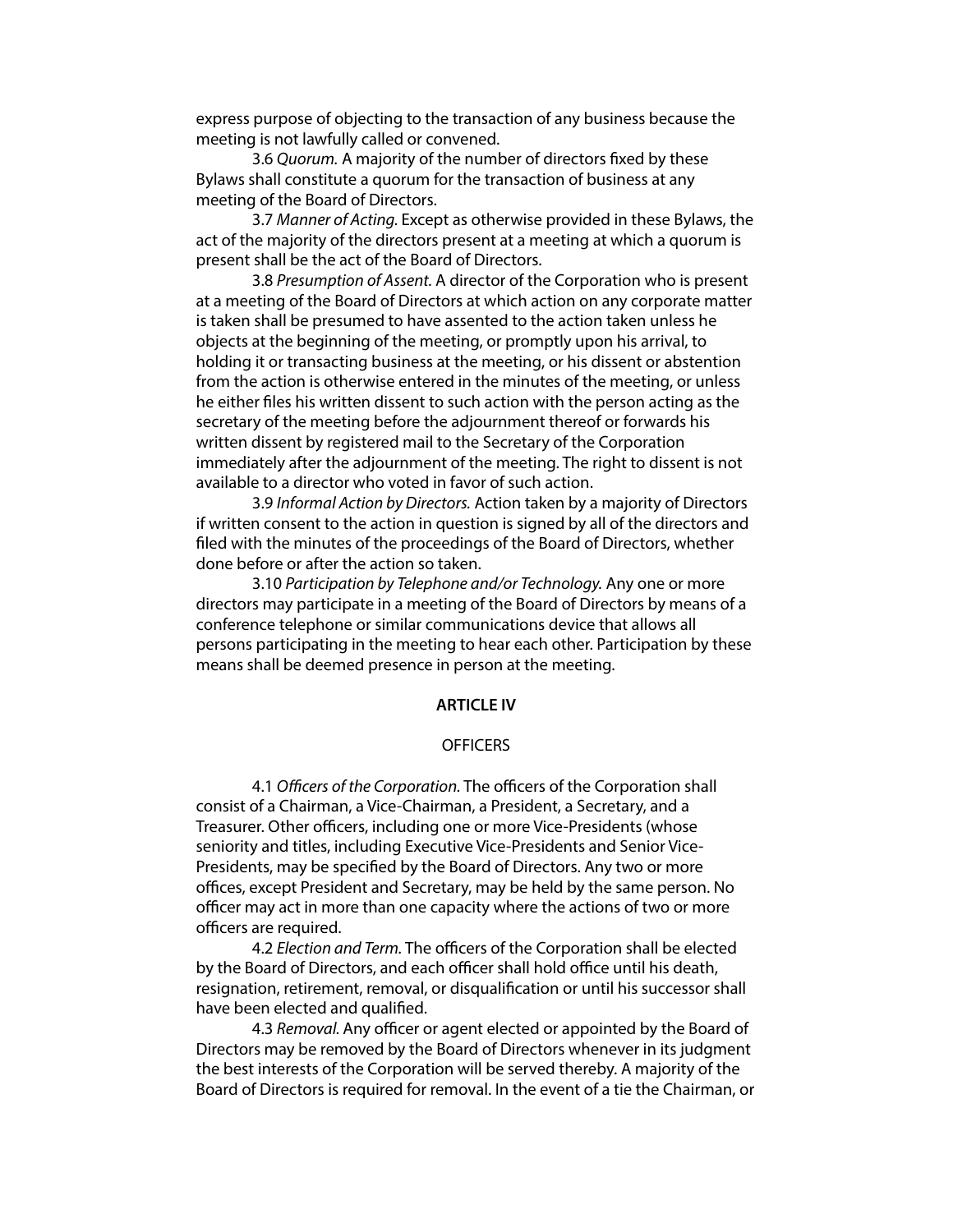express purpose of objecting to the transaction of any business because the meeting is not lawfully called or convened.

3.6 *Quorum.* A majority of the number of directors fixed by these Bylaws shall constitute a quorum for the transaction of business at any meeting of the Board of Directors.

3.7 *Manner of Acting.* Except as otherwise provided in these Bylaws, the act of the majority of the directors present at a meeting at which a quorum is present shall be the act of the Board of Directors.

3.8 *Presumption of Assent.* A director of the Corporation who is present at a meeting of the Board of Directors at which action on any corporate matter is taken shall be presumed to have assented to the action taken unless he objects at the beginning of the meeting, or promptly upon his arrival, to holding it or transacting business at the meeting, or his dissent or abstention from the action is otherwise entered in the minutes of the meeting, or unless he either files his written dissent to such action with the person acting as the secretary of the meeting before the adjournment thereof or forwards his written dissent by registered mail to the Secretary of the Corporation immediately after the adjournment of the meeting. The right to dissent is not available to a director who voted in favor of such action.

3.9 *Informal Action by Directors.* Action taken by a majority of Directors if written consent to the action in question is signed by all of the directors and filed with the minutes of the proceedings of the Board of Directors, whether done before or after the action so taken.

3.10 *Participation by Telephone and/or Technology.* Any one or more directors may participate in a meeting of the Board of Directors by means of a conference telephone or similar communications device that allows all persons participating in the meeting to hear each other. Participation by these means shall be deemed presence in person at the meeting.

## ARTICLE IV

### OFFICERS

4.1 *Officers of the Corporation.* The officers of the Corporation shall consist of a Chairman, a Vice-Chairman, a President, a Secretary, and a Treasurer. Other officers, including one or more Vice-Presidents (whose seniority and titles, including Executive Vice-Presidents and Senior Vice-Presidents, may be specified by the Board of Directors. Any two or more offices, except President and Secretary, may be held by the same person. No officer may act in more than one capacity where the actions of two or more officers are required.

4.2 *Election and Term.* The officers of the Corporation shall be elected by the Board of Directors, and each officer shall hold office until his death, resignation, retirement, removal, or disqualification or until his successor shall have been elected and qualified.

4.3 *Removal.* Any officer or agent elected or appointed by the Board of Directors may be removed by the Board of Directors whenever in its judgment the best interests of the Corporation will be served thereby. A majority of the Board of Directors is required for removal. In the event of a tie the Chairman, or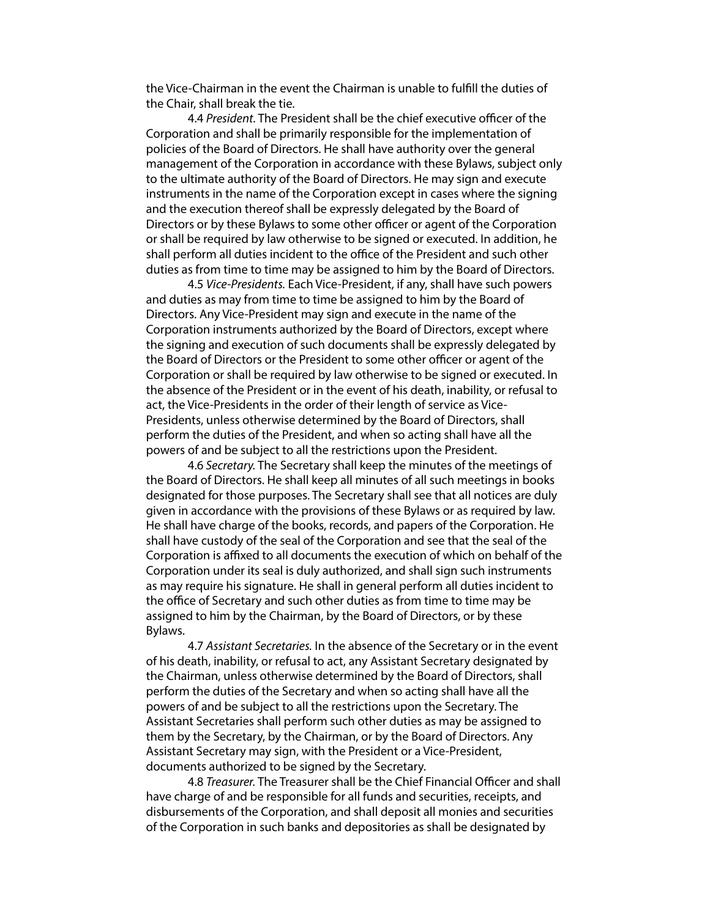the Vice-Chairman in the event the Chairman is unable to fulfill the duties of the Chair, shall break the tie.

4.4 *President*. The President shall be the chief executive officer of the Corporation and shall be primarily responsible for the implementation of policies of the Board of Directors. He shall have authority over the general management of the Corporation in accordance with these Bylaws, subject only to the ultimate authority of the Board of Directors. He may sign and execute instruments in the name of the Corporation except in cases where the signing and the execution thereof shall be expressly delegated by the Board of Directors or by these Bylaws to some other officer or agent of the Corporation or shall be required by law otherwise to be signed or executed. In addition, he shall perform all duties incident to the office of the President and such other duties as from time to time may be assigned to him by the Board of Directors.

4.5 *Vice-Presidents.* Each Vice-President, if any, shall have such powers and duties as may from time to time be assigned to him by the Board of Directors. Any Vice-President may sign and execute in the name of the Corporation instruments authorized by the Board of Directors, except where the signing and execution of such documents shall be expressly delegated by the Board of Directors or the President to some other officer or agent of the Corporation or shall be required by law otherwise to be signed or executed. In the absence of the President or in the event of his death, inability, or refusal to act, the Vice-Presidents in the order of their length of service as Vice-Presidents, unless otherwise determined by the Board of Directors, shall perform the duties of the President, and when so acting shall have all the powers of and be subject to all the restrictions upon the President.

4.6 *Secretary.* The Secretary shall keep the minutes of the meetings of the Board of Directors. He shall keep all minutes of all such meetings in books designated for those purposes. The Secretary shall see that all notices are duly given in accordance with the provisions of these Bylaws or as required by law. He shall have charge of the books, records, and papers of the Corporation. He shall have custody of the seal of the Corporation and see that the seal of the Corporation is affixed to all documents the execution of which on behalf of the Corporation under its seal is duly authorized, and shall sign such instruments as may require his signature. He shall in general perform all duties incident to the office of Secretary and such other duties as from time to time may be assigned to him by the Chairman, by the Board of Directors, or by these Bylaws.

4.7 *Assistant Secretaries.* In the absence of the Secretary or in the event of his death, inability, or refusal to act, any Assistant Secretary designated by the Chairman, unless otherwise determined by the Board of Directors, shall perform the duties of the Secretary and when so acting shall have all the powers of and be subject to all the restrictions upon the Secretary. The Assistant Secretaries shall perform such other duties as may be assigned to them by the Secretary, by the Chairman, or by the Board of Directors. Any Assistant Secretary may sign, with the President or a Vice-President, documents authorized to be signed by the Secretary.

4.8 *Treasurer.* The Treasurer shall be the Chief Financial Officer and shall have charge of and be responsible for all funds and securities, receipts, and disbursements of the Corporation, and shall deposit all monies and securities of the Corporation in such banks and depositories as shall be designated by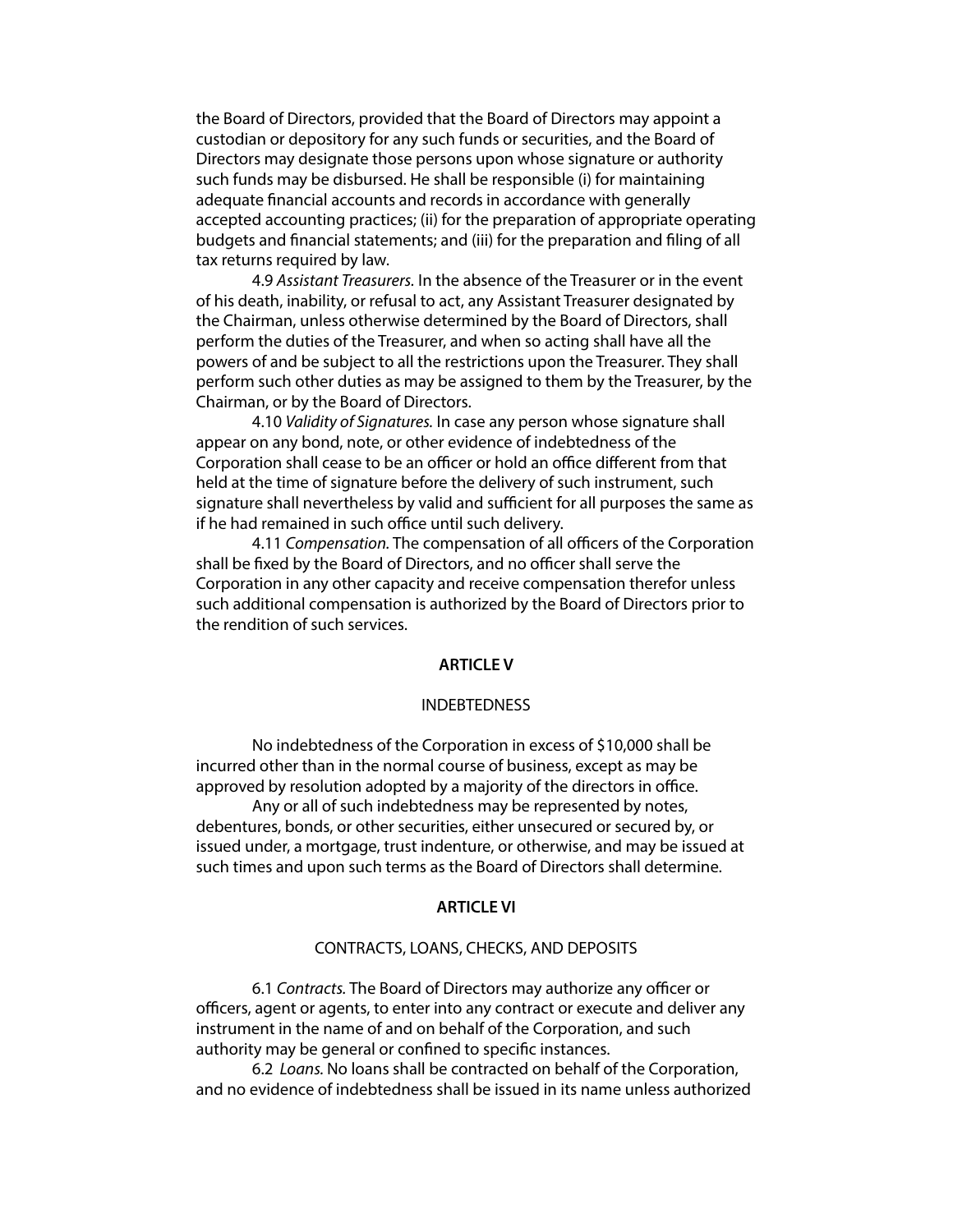the Board of Directors, provided that the Board of Directors may appoint a custodian or depository for any such funds or securities, and the Board of Directors may designate those persons upon whose signature or authority such funds may be disbursed. He shall be responsible (i) for maintaining adequate financial accounts and records in accordance with generally accepted accounting practices; (ii) for the preparation of appropriate operating budgets and financial statements; and (iii) for the preparation and filing of all tax returns required by law.

4.9 *Assistant Treasurers.* In the absence of the Treasurer or in the event of his death, inability, or refusal to act, any Assistant Treasurer designated by the Chairman, unless otherwise determined by the Board of Directors, shall perform the duties of the Treasurer, and when so acting shall have all the powers of and be subject to all the restrictions upon the Treasurer. They shall perform such other duties as may be assigned to them by the Treasurer, by the Chairman, or by the Board of Directors.

4.10 *Validity of Signatures.* In case any person whose signature shall appear on any bond, note, or other evidence of indebtedness of the Corporation shall cease to be an officer or hold an office different from that held at the time of signature before the delivery of such instrument, such signature shall nevertheless by valid and sufficient for all purposes the same as if he had remained in such office until such delivery.

4.11 *Compensation.* The compensation of all officers of the Corporation shall be fixed by the Board of Directors, and no officer shall serve the Corporation in any other capacity and receive compensation therefor unless such additional compensation is authorized by the Board of Directors prior to the rendition of such services.

## ARTICLE V

### INDEBTEDNESS

No indebtedness of the Corporation in excess of $10,000 shall be incurred other than in the normal course of business, except as may be approved by resolution adopted by a majority of the directors in office.

Any or all of such indebtedness may be represented by notes, debentures, bonds, or other securities, either unsecured or secured by, or issued under, a mortgage, trust indenture, or otherwise, and may be issued at such times and upon such terms as the Board of Directors shall determine.

## ARTICLE VI

### CONTRACTS, LOANS, CHECKS, AND DEPOSITS

6.1 *Contracts.* The Board of Directors may authorize any officer or officers, agent or agents, to enter into any contract or execute and deliver any instrument in the name of and on behalf of the Corporation, and such authority may be general or confined to specific instances.

6.2 *Loans.* No loans shall be contracted on behalf of the Corporation, and no evidence of indebtedness shall be issued in its name unless authorized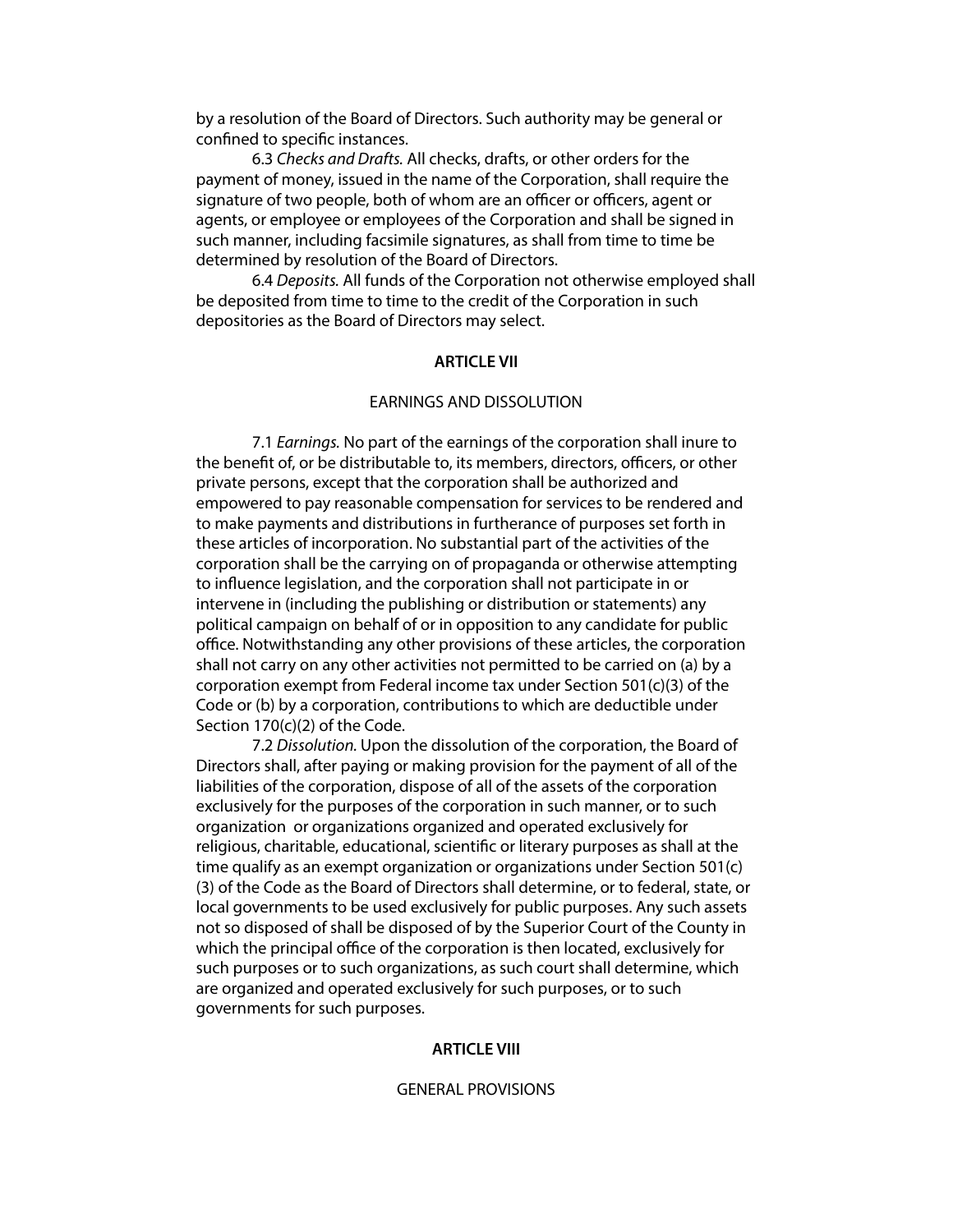by a resolution of the Board of Directors. Such authority may be general or confined to specific instances.

6.3 *Checks and Drafts.* All checks, drafts, or other orders for the payment of money, issued in the name of the Corporation, shall require the signature of two people, both of whom are an officer or officers, agent or agents, or employee or employees of the Corporation and shall be signed in such manner, including facsimile signatures, as shall from time to time be determined by resolution of the Board of Directors.

6.4 *Deposits.* All funds of the Corporation not otherwise employed shall be deposited from time to time to the credit of the Corporation in such depositories as the Board of Directors may select.

## ARTICLE VII

### EARNINGS AND DISSOLUTION

7.1 *Earnings.* No part of the earnings of the corporation shall inure to the benefit of, or be distributable to, its members, directors, officers, or other private persons, except that the corporation shall be authorized and empowered to pay reasonable compensation for services to be rendered and to make payments and distributions in furtherance of purposes set forth in these articles of incorporation. No substantial part of the activities of the corporation shall be the carrying on of propaganda or otherwise attempting to influence legislation, and the corporation shall not participate in or intervene in (including the publishing or distribution or statements) any political campaign on behalf of or in opposition to any candidate for public office. Notwithstanding any other provisions of these articles, the corporation shall not carry on any other activities not permitted to be carried on (a) by a corporation exempt from Federal income tax under Section 501(c)(3) of the Code or (b) by a corporation, contributions to which are deductible under Section 170(c)(2) of the Code.

7.2 *Dissolution.* Upon the dissolution of the corporation, the Board of Directors shall, after paying or making provision for the payment of all of the liabilities of the corporation, dispose of all of the assets of the corporation exclusively for the purposes of the corporation in such manner, or to such organization or organizations organized and operated exclusively for religious, charitable, educational, scientific or literary purposes as shall at the time qualify as an exempt organization or organizations under Section 501(c)(3) of the Code as the Board of Directors shall determine, or to federal, state, or local governments to be used exclusively for public purposes. Any such assets not so disposed of shall be disposed of by the Superior Court of the County in which the principal office of the corporation is then located, exclusively for such purposes or to such organizations, as such court shall determine, which are organized and operated exclusively for such purposes, or to such governments for such purposes.

## ARTICLE VIII

### GENERAL PROVISIONS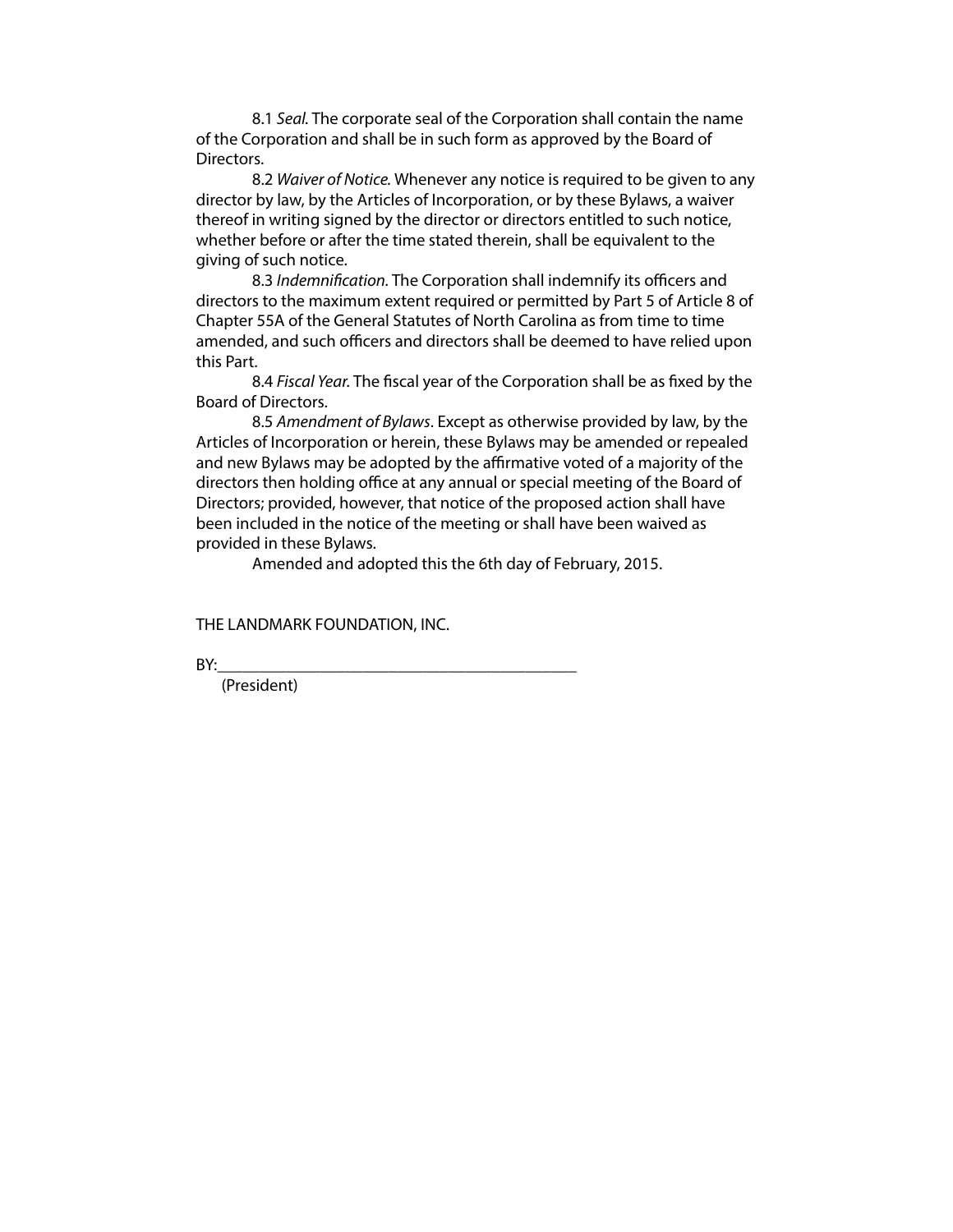8.1 *Seal*. The corporate seal of the Corporation shall contain the name of the Corporation and shall be in such form as approved by the Board of Directors.

8.2 *Waiver of Notice*. Whenever any notice is required to be given to any director by law, by the Articles of Incorporation, or by these Bylaws, a waiver thereof in writing signed by the director or directors entitled to such notice, whether before or after the time stated therein, shall be equivalent to the giving of such notice.

8.3 *Indemnification*. The Corporation shall indemnify its officers and directors to the maximum extent required or permitted by Part 5 of Article 8 of Chapter 55A of the General Statutes of North Carolina as from time to time amended, and such officers and directors shall be deemed to have relied upon this Part.

8.4 *Fiscal Year*. The fiscal year of the Corporation shall be as fixed by the Board of Directors.

8.5 *Amendment of Bylaws*. Except as otherwise provided by law, by the Articles of Incorporation or herein, these Bylaws may be amended or repealed and new Bylaws may be adopted by the affirmative voted of a majority of the directors then holding office at any annual or special meeting of the Board of Directors; provided, however, that notice of the proposed action shall have been included in the notice of the meeting or shall have been waived as provided in these Bylaws.

Amended and adopted this the 6th day of February, 2015.

THE LANDMARK FOUNDATION, INC.

BY:____________________________________________
(President)